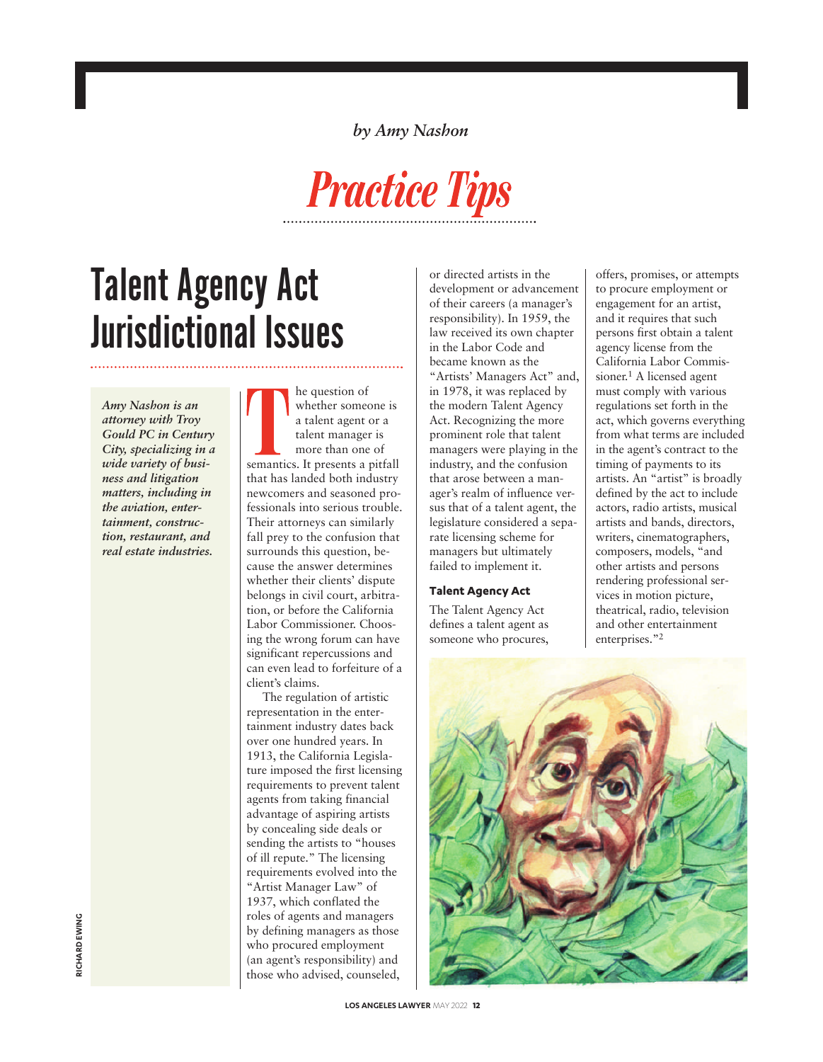*by Amy Nashon*

# Practice Tips

## Talent Agency Act Jurisdictional Issues

***Amy Nashon is an attorney with Troy Gould PC in Century City, specializing in a wide variety of business and litigation matters, including in the aviation, entertainment, construction, restaurant, and real estate industries.***

The question of whether someone is a talent agent or a talent manager is more than one of semantics. It presents a pitfall that has landed both industry newcomers and seasoned professionals into serious trouble. Their attorneys can similarly fall prey to the confusion that surrounds this question, because the answer determines whether their clients' dispute belongs in civil court, arbitration, or before the California Labor Commissioner. Choosing the wrong forum can have significant repercussions and can even lead to forfeiture of a client's claims.

The regulation of artistic representation in the entertainment industry dates back over one hundred years. In 1913, the California Legislature imposed the first licensing requirements to prevent talent agents from taking financial advantage of aspiring artists by concealing side deals or sending the artists to "houses of ill repute." The licensing requirements evolved into the "Artist Manager Law" of 1937, which conflated the roles of agents and managers by defining managers as those who procured employment (an agent's responsibility) and those who advised, counseled, or directed artists in the development or advancement of their careers (a manager's responsibility). In 1959, the law received its own chapter in the Labor Code and became known as the "Artists' Managers Act" and, in 1978, it was replaced by the modern Talent Agency Act. Recognizing the more prominent role that talent managers were playing in the industry, and the confusion that arose between a manager's realm of influence versus that of a talent agent, the legislature considered a separate licensing scheme for managers but ultimately failed to implement it.

### Talent Agency Act

The Talent Agency Act defines a talent agent as someone who procures, offers, promises, or attempts to procure employment or engagement for an artist, and it requires that such persons first obtain a talent agency license from the California Labor Commissioner.[1] A licensed agent must comply with various regulations set forth in the act, which governs everything from what terms are included in the agent's contract to the timing of payments to its artists. An "artist" is broadly defined by the act to include actors, radio artists, musical artists and bands, directors, writers, cinematographers, composers, models, "and other artists and persons rendering professional services in motion picture, theatrical, radio, television and other entertainment enterprises."[2]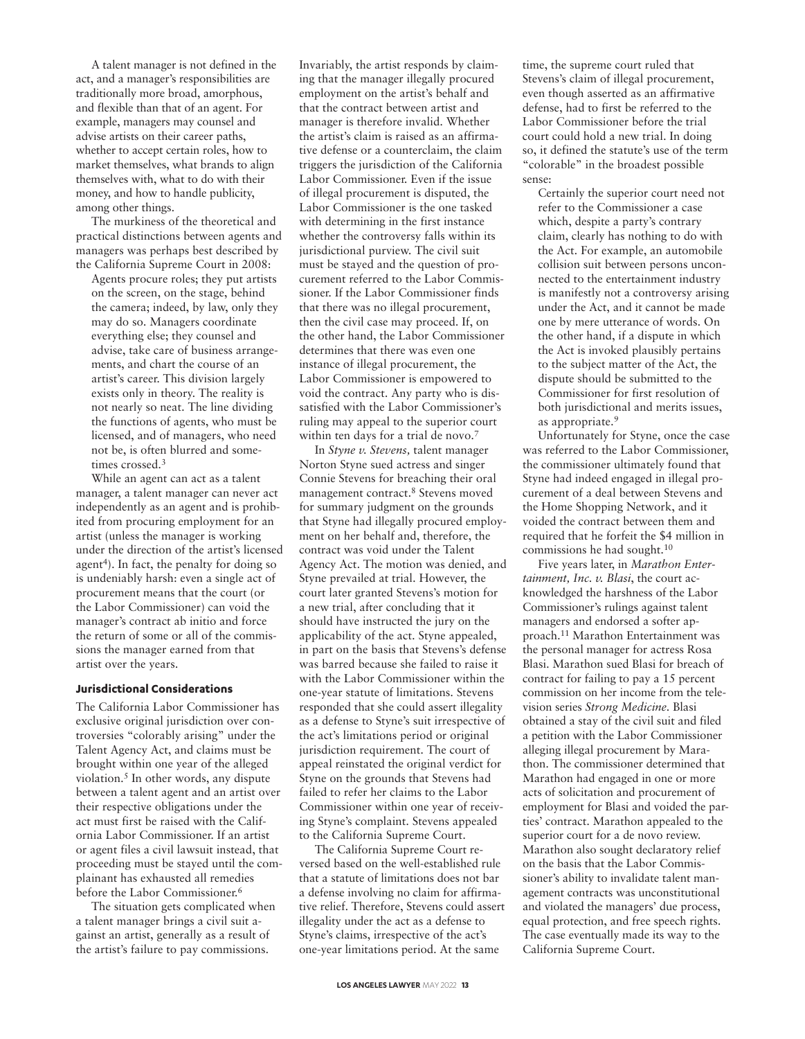A talent manager is not defined in the act, and a manager's responsibilities are traditionally more broad, amorphous, and flexible than that of an agent. For example, managers may counsel and advise artists on their career paths, whether to accept certain roles, how to market themselves, what brands to align themselves with, what to do with their money, and how to handle publicity, among other things.

The murkiness of the theoretical and practical distinctions between agents and managers was perhaps best described by the California Supreme Court in 2008:

> Agents procure roles; they put artists on the screen, on the stage, behind the camera; indeed, by law, only they may do so. Managers coordinate everything else; they counsel and advise, take care of business arrangements, and chart the course of an artist's career. This division largely exists only in theory. The reality is not nearly so neat. The line dividing the functions of agents, who must be licensed, and of managers, who need not be, is often blurred and sometimes crossed.[3]

While an agent can act as a talent manager, a talent manager can never act independently as an agent and is prohibited from procuring employment for an artist (unless the manager is working under the direction of the artist's licensed agent[4]). In fact, the penalty for doing so is undeniably harsh: even a single act of procurement means that the court (or the Labor Commissioner) can void the manager's contract ab initio and force the return of some or all of the commissions the manager earned from that artist over the years.

### Jurisdictional Considerations

The California Labor Commissioner has exclusive original jurisdiction over controversies "colorably arising" under the Talent Agency Act, and claims must be brought within one year of the alleged violation.[5] In other words, any dispute between a talent agent and an artist over their respective obligations under the act must first be raised with the California Labor Commissioner. If an artist or agent files a civil lawsuit instead, that proceeding must be stayed until the complainant has exhausted all remedies before the Labor Commissioner.[6]

The situation gets complicated when a talent manager brings a civil suit against an artist, generally as a result of the artist's failure to pay commissions. Invariably, the artist responds by claiming that the manager illegally procured employment on the artist's behalf and that the contract between artist and manager is therefore invalid. Whether the artist's claim is raised as an affirmative defense or a counterclaim, the claim triggers the jurisdiction of the California Labor Commissioner. Even if the issue of illegal procurement is disputed, the Labor Commissioner is the one tasked with determining in the first instance whether the controversy falls within its jurisdictional purview. The civil suit must be stayed and the question of procurement referred to the Labor Commissioner. If the Labor Commissioner finds that there was no illegal procurement, then the civil case may proceed. If, on the other hand, the Labor Commissioner determines that there was even one instance of illegal procurement, the Labor Commissioner is empowered to void the contract. Any party who is dissatisfied with the Labor Commissioner's ruling may appeal to the superior court within ten days for a trial de novo.[7]

In *Styne v. Stevens,* talent manager Norton Styne sued actress and singer Connie Stevens for breaching their oral management contract.[8] Stevens moved for summary judgment on the grounds that Styne had illegally procured employment on her behalf and, therefore, the contract was void under the Talent Agency Act. The motion was denied, and Styne prevailed at trial. However, the court later granted Stevens's motion for a new trial, after concluding that it should have instructed the jury on the applicability of the act. Styne appealed, in part on the basis that Stevens's defense was barred because she failed to raise it with the Labor Commissioner within the one-year statute of limitations. Stevens responded that she could assert illegality as a defense to Styne's suit irrespective of the act's limitations period or original jurisdiction requirement. The court of appeal reinstated the original verdict for Styne on the grounds that Stevens had failed to refer her claims to the Labor Commissioner within one year of receiving Styne's complaint. Stevens appealed to the California Supreme Court.

The California Supreme Court reversed based on the well-established rule that a statute of limitations does not bar a defense involving no claim for affirmative relief. Therefore, Stevens could assert illegality under the act as a defense to Styne's claims, irrespective of the act's one-year limitations period. At the same time, the supreme court ruled that Stevens's claim of illegal procurement, even though asserted as an affirmative defense, had to first be referred to the Labor Commissioner before the trial court could hold a new trial. In doing so, it defined the statute's use of the term "colorable" in the broadest possible sense:

> Certainly the superior court need not refer to the Commissioner a case which, despite a party's contrary claim, clearly has nothing to do with the Act. For example, an automobile collision suit between persons unconnected to the entertainment industry is manifestly not a controversy arising under the Act, and it cannot be made one by mere utterance of words. On the other hand, if a dispute in which the Act is invoked plausibly pertains to the subject matter of the Act, the dispute should be submitted to the Commissioner for first resolution of both jurisdictional and merits issues, as appropriate.[9]

Unfortunately for Styne, once the case was referred to the Labor Commissioner, the commissioner ultimately found that Styne had indeed engaged in illegal procurement of a deal between Stevens and the Home Shopping Network, and it voided the contract between them and required that he forfeit the $4 million in commissions he had sought.[10]

Five years later, in *Marathon Entertainment, Inc. v. Blasi*, the court acknowledged the harshness of the Labor Commissioner's rulings against talent managers and endorsed a softer approach.[11] Marathon Entertainment was the personal manager for actress Rosa Blasi. Marathon sued Blasi for breach of contract for failing to pay a 15 percent commission on her income from the television series *Strong Medicine*. Blasi obtained a stay of the civil suit and filed a petition with the Labor Commissioner alleging illegal procurement by Marathon. The commissioner determined that Marathon had engaged in one or more acts of solicitation and procurement of employment for Blasi and voided the parties' contract. Marathon appealed to the superior court for a de novo review. Marathon also sought declaratory relief on the basis that the Labor Commissioner's ability to invalidate talent management contracts was unconstitutional and violated the managers' due process, equal protection, and free speech rights. The case eventually made its way to the California Supreme Court.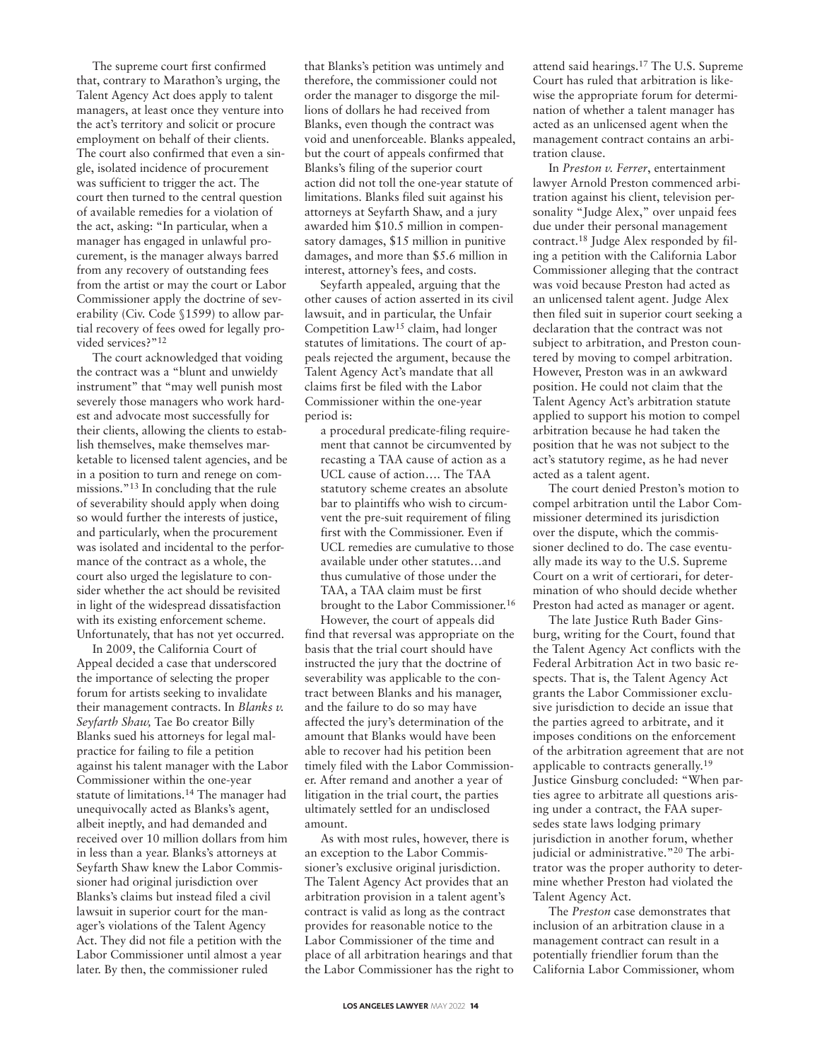The supreme court first confirmed that, contrary to Marathon's urging, the Talent Agency Act does apply to talent managers, at least once they venture into the act's territory and solicit or procure employment on behalf of their clients. The court also confirmed that even a single, isolated incidence of procurement was sufficient to trigger the act. The court then turned to the central question of available remedies for a violation of the act, asking: "In particular, when a manager has engaged in unlawful procurement, is the manager always barred from any recovery of outstanding fees from the artist or may the court or Labor Commissioner apply the doctrine of severability (Civ. Code §1599) to allow partial recovery of fees owed for legally provided services?"[12]

The court acknowledged that voiding the contract was a "blunt and unwieldy instrument" that "may well punish most severely those managers who work hardest and advocate most successfully for their clients, allowing the clients to establish themselves, make themselves marketable to licensed talent agencies, and be in a position to turn and renege on commissions."[13] In concluding that the rule of severability should apply when doing so would further the interests of justice, and particularly, when the procurement was isolated and incidental to the performance of the contract as a whole, the court also urged the legislature to consider whether the act should be revisited in light of the widespread dissatisfaction with its existing enforcement scheme. Unfortunately, that has not yet occurred.

In 2009, the California Court of Appeal decided a case that underscored the importance of selecting the proper forum for artists seeking to invalidate their management contracts. In *Blanks v. Seyfarth Shaw,* Tae Bo creator Billy Blanks sued his attorneys for legal malpractice for failing to file a petition against his talent manager with the Labor Commissioner within the one-year statute of limitations.[14] The manager had unequivocally acted as Blanks's agent, albeit ineptly, and had demanded and received over 10 million dollars from him in less than a year. Blanks's attorneys at Seyfarth Shaw knew the Labor Commissioner had original jurisdiction over Blanks's claims but instead filed a civil lawsuit in superior court for the manager's violations of the Talent Agency Act. They did not file a petition with the Labor Commissioner until almost a year later. By then, the commissioner ruled that Blanks's petition was untimely and therefore, the commissioner could not order the manager to disgorge the millions of dollars he had received from Blanks, even though the contract was void and unenforceable. Blanks appealed, but the court of appeals confirmed that Blanks's filing of the superior court action did not toll the one-year statute of limitations. Blanks filed suit against his attorneys at Seyfarth Shaw, and a jury awarded him $10.5 million in compensatory damages, $15 million in punitive damages, and more than $5.6 million in interest, attorney's fees, and costs.

Seyfarth appealed, arguing that the other causes of action asserted in its civil lawsuit, and in particular, the Unfair Competition Law[15] claim, had longer statutes of limitations. The court of appeals rejected the argument, because the Talent Agency Act's mandate that all claims first be filed with the Labor Commissioner within the one-year period is:

> a procedural predicate-filing requirement that cannot be circumvented by recasting a TAA cause of action as a UCL cause of action…. The TAA statutory scheme creates an absolute bar to plaintiffs who wish to circumvent the pre-suit requirement of filing first with the Commissioner. Even if UCL remedies are cumulative to those available under other statutes…and thus cumulative of those under the TAA, a TAA claim must be first brought to the Labor Commissioner.[16]

However, the court of appeals did find that reversal was appropriate on the basis that the trial court should have instructed the jury that the doctrine of severability was applicable to the contract between Blanks and his manager, and the failure to do so may have affected the jury's determination of the amount that Blanks would have been able to recover had his petition been timely filed with the Labor Commissioner. After remand and another a year of litigation in the trial court, the parties ultimately settled for an undisclosed amount.

As with most rules, however, there is an exception to the Labor Commissioner's exclusive original jurisdiction. The Talent Agency Act provides that an arbitration provision in a talent agent's contract is valid as long as the contract provides for reasonable notice to the Labor Commissioner of the time and place of all arbitration hearings and that the Labor Commissioner has the right to attend said hearings.[17] The U.S. Supreme Court has ruled that arbitration is likewise the appropriate forum for determination of whether a talent manager has acted as an unlicensed agent when the management contract contains an arbitration clause.

In *Preston v. Ferrer*, entertainment lawyer Arnold Preston commenced arbitration against his client, television personality "Judge Alex," over unpaid fees due under their personal management contract.[18] Judge Alex responded by filing a petition with the California Labor Commissioner alleging that the contract was void because Preston had acted as an unlicensed talent agent. Judge Alex then filed suit in superior court seeking a declaration that the contract was not subject to arbitration, and Preston countered by moving to compel arbitration. However, Preston was in an awkward position. He could not claim that the Talent Agency Act's arbitration statute applied to support his motion to compel arbitration because he had taken the position that he was not subject to the act's statutory regime, as he had never acted as a talent agent.

The court denied Preston's motion to compel arbitration until the Labor Commissioner determined its jurisdiction over the dispute, which the commissioner declined to do. The case eventually made its way to the U.S. Supreme Court on a writ of certiorari, for determination of who should decide whether Preston had acted as manager or agent.

The late Justice Ruth Bader Ginsburg, writing for the Court, found that the Talent Agency Act conflicts with the Federal Arbitration Act in two basic respects. That is, the Talent Agency Act grants the Labor Commissioner exclusive jurisdiction to decide an issue that the parties agreed to arbitrate, and it imposes conditions on the enforcement of the arbitration agreement that are not applicable to contracts generally.[19] Justice Ginsburg concluded: "When parties agree to arbitrate all questions arising under a contract, the FAA supersedes state laws lodging primary jurisdiction in another forum, whether judicial or administrative."[20] The arbitrator was the proper authority to determine whether Preston had violated the Talent Agency Act.

The *Preston* case demonstrates that inclusion of an arbitration clause in a management contract can result in a potentially friendlier forum than the California Labor Commissioner, whom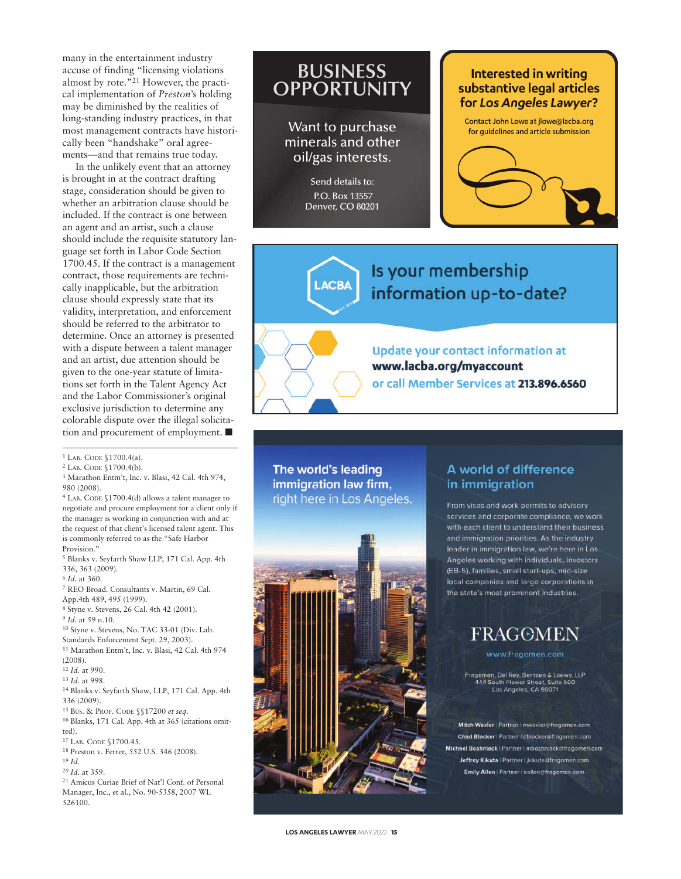many in the entertainment industry accuse of finding "licensing violations almost by rote."[21] However, the practical implementation of *Preston*'s holding may be diminished by the realities of long-standing industry practices, in that most management contracts have historically been "handshake" oral agreements—and that remains true today.

In the unlikely event that an attorney is brought in at the contract drafting stage, consideration should be given to whether an arbitration clause should be included. If the contract is one between an agent and an artist, such a clause should include the requisite statutory language set forth in Labor Code Section 1700.45. If the contract is a management contract, those requirements are technically inapplicable, but the arbitration clause should expressly state that its validity, interpretation, and enforcement should be referred to the arbitrator to determine. Once an attorney is presented with a dispute between a talent manager and an artist, due attention should be given to the one-year statute of limitations set forth in the Talent Agency Act and the Labor Commissioner's original exclusive jurisdiction to determine any colorable dispute over the illegal solicitation and procurement of employment. ■

---

[1] Lab. Code §1700.4(a).

[2] Lab. Code §1700.4(b).

[3] Marathon Entm't, Inc. v. Blasi, 42 Cal. 4th 974, 980 (2008).

[4] Lab. Code §1700.4(d) allows a talent manager to negotiate and procure employment for a client only if the manager is working in conjunction with and at the request of that client's licensed talent agent. This is commonly referred to as the "Safe Harbor Provision."

[5] Blanks v. Seyfarth Shaw LLP, 171 Cal. App. 4th 336, 363 (2009).

[6] *Id.* at 360.

[7] REO Broad. Consultants v. Martin, 69 Cal. App.4th 489, 495 (1999).

[8] Styne v. Stevens, 26 Cal. 4th 42 (2001).

[9] *Id.* at 59 n.10.

[10] Styne v. Stevens, No. TAC 33-01 (Div. Lab. Standards Enforcement Sept. 29, 2003).

[11] Marathon Entm't, Inc. v. Blasi, 42 Cal. 4th 974 (2008).

[12] *Id.* at 990.

[13] *Id.* at 998.

[14] Blanks v. Seyfarth Shaw, LLP, 171 Cal. App. 4th 336 (2009).

[15] Bus. & Prof. Code §§17200 *et seq.*

[16] Blanks, 171 Cal. App. 4th at 365 (citations omitted).

[17] Lab. Code §1700.45.

[18] Preston v. Ferrer, 552 U.S. 346 (2008).

[19] *Id.*

[20] *Id.* at 359.

[21] Amicus Curiae Brief of Nat'l Conf. of Personal Manager, Inc., et al., No. 90-5358, 2007 WL 526100.

---

**BUSINESS OPPORTUNITY**

Want to purchase minerals and other oil/gas interests.

Send details to:
P.O. Box 13557
Denver, CO 80201

---

**Interested in writing substantive legal articles for *Los Angeles Lawyer*?**

Contact John Lowe at jlowe@lacba.org for guidelines and article submission

---

LACBA

**Is your membership information up-to-date?**

Update your contact information at **www.lacba.org/myaccount** or call Member Services at **213.896.6560**

---

**The world's leading immigration law firm,** right here in Los Angeles.

**A world of difference in immigration**

From visas and work permits to advisory services and corporate compliance, we work with each client to understand their business and immigration priorities. As the industry leader in immigration law, we're here in Los Angeles working with individuals, investors (EB-5), families, small start-ups, mid-size local companies and large corporations in the state's most prominent industries.

FRAGOMEN

www.fragomen.com

Fragomen, Del Rey, Bernsen & Loewy, LLP
444 South Flower Street, Suite 500
Los Angeles, CA 90071

**Mitch Wexler** | Partner | mwexler@fragomen.com
**Chad Blocker** | Partner | cblocker@fragomen.com
**Michael Boshnick** | Partner | mboshnick@fragomen.com
**Jeffrey Kikuta** | Partner | jkikuta@fragomen.com
**Emily Allen** | Partner | eallen@fragomen.com